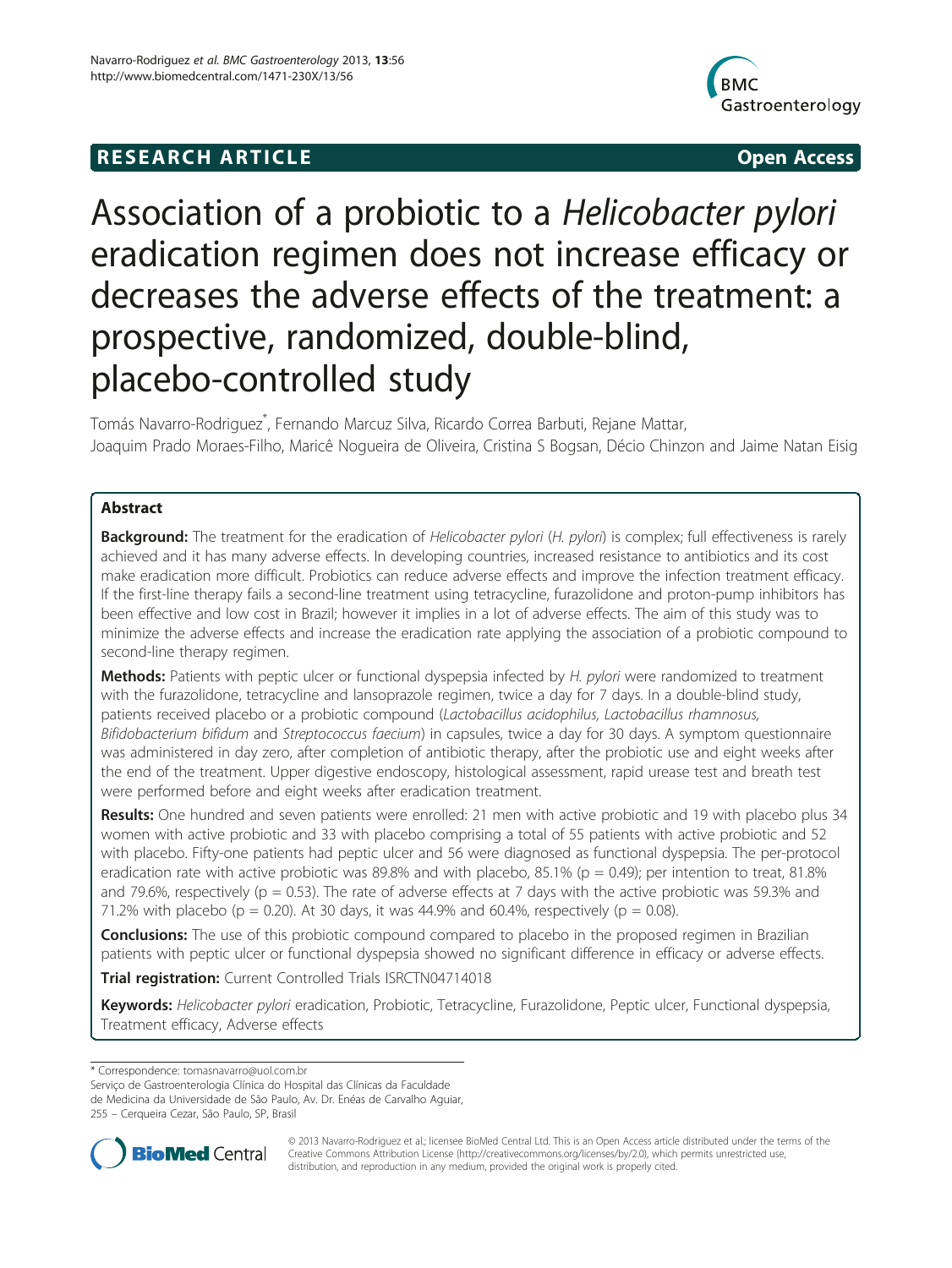**RESEARCH ARTICLE** **Open Access**

# Association of a probiotic to a *Helicobacter pylori* eradication regimen does not increase efficacy or decreases the adverse effects of the treatment: a prospective, randomized, double-blind, placebo-controlled study

Tomás Navarro-Rodriguez*, Fernando Marcuz Silva, Ricardo Correa Barbuti, Rejane Mattar, Joaquim Prado Moraes-Filho, Maricê Nogueira de Oliveira, Cristina S Bogsan, Décio Chinzon and Jaime Natan Eisig

## Abstract

**Background:** The treatment for the eradication of *Helicobacter pylori* (*H. pylori*) is complex; full effectiveness is rarely achieved and it has many adverse effects. In developing countries, increased resistance to antibiotics and its cost make eradication more difficult. Probiotics can reduce adverse effects and improve the infection treatment efficacy. If the first-line therapy fails a second-line treatment using tetracycline, furazolidone and proton-pump inhibitors has been effective and low cost in Brazil; however it implies in a lot of adverse effects. The aim of this study was to minimize the adverse effects and increase the eradication rate applying the association of a probiotic compound to second-line therapy regimen.

**Methods:** Patients with peptic ulcer or functional dyspepsia infected by *H. pylori* were randomized to treatment with the furazolidone, tetracycline and lansoprazole regimen, twice a day for 7 days. In a double-blind study, patients received placebo or a probiotic compound (*Lactobacillus acidophilus, Lactobacillus rhamnosus, Bifidobacterium bifidum* and *Streptococcus faecium*) in capsules, twice a day for 30 days. A symptom questionnaire was administered in day zero, after completion of antibiotic therapy, after the probiotic use and eight weeks after the end of the treatment. Upper digestive endoscopy, histological assessment, rapid urease test and breath test were performed before and eight weeks after eradication treatment.

**Results:** One hundred and seven patients were enrolled: 21 men with active probiotic and 19 with placebo plus 34 women with active probiotic and 33 with placebo comprising a total of 55 patients with active probiotic and 52 with placebo. Fifty-one patients had peptic ulcer and 56 were diagnosed as functional dyspepsia. The per-protocol eradication rate with active probiotic was 89.8% and with placebo, 85.1% ($p = 0.49$); per intention to treat, 81.8% and 79.6%, respectively ($p = 0.53$). The rate of adverse effects at 7 days with the active probiotic was 59.3% and 71.2% with placebo ($p = 0.20$). At 30 days, it was 44.9% and 60.4%, respectively ($p = 0.08$).

**Conclusions:** The use of this probiotic compound compared to placebo in the proposed regimen in Brazilian patients with peptic ulcer or functional dyspepsia showed no significant difference in efficacy or adverse effects.

**Trial registration:** Current Controlled Trials ISRCTN04714018

**Keywords:** *Helicobacter pylori* eradication, Probiotic, Tetracycline, Furazolidone, Peptic ulcer, Functional dyspepsia, Treatment efficacy, Adverse effects

---

\* Correspondence: tomasnavarro@uol.com.br

Serviço de Gastroenterologia Clínica do Hospital das Clínicas da Faculdade de Medicina da Universidade de São Paulo, Av. Dr. Enéas de Carvalho Aguiar, 255 – Cerqueira Cezar, São Paulo, SP, Brasil

© 2013 Navarro-Rodriguez et al.; licensee BioMed Central Ltd. This is an Open Access article distributed under the terms of the Creative Commons Attribution License (http://creativecommons.org/licenses/by/2.0), which permits unrestricted use, distribution, and reproduction in any medium, provided the original work is properly cited.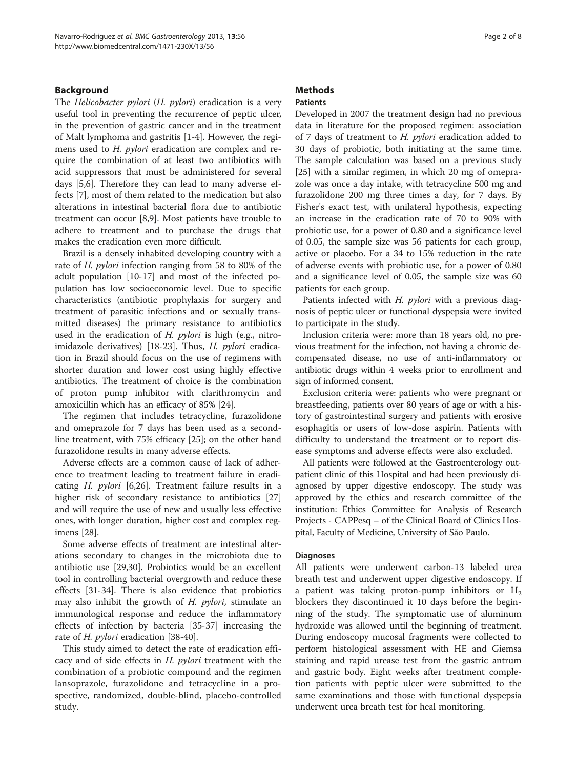## Background

The *Helicobacter pylori* (*H. pylori*) eradication is a very useful tool in preventing the recurrence of peptic ulcer, in the prevention of gastric cancer and in the treatment of Malt lymphoma and gastritis [1-4]. However, the regimens used to *H. pylori* eradication are complex and require the combination of at least two antibiotics with acid suppressors that must be administered for several days [5,6]. Therefore they can lead to many adverse effects [7], most of them related to the medication but also alterations in intestinal bacterial flora due to antibiotic treatment can occur [8,9]. Most patients have trouble to adhere to treatment and to purchase the drugs that makes the eradication even more difficult.

Brazil is a densely inhabited developing country with a rate of *H. pylori* infection ranging from 58 to 80% of the adult population [10-17] and most of the infected population has low socioeconomic level. Due to specific characteristics (antibiotic prophylaxis for surgery and treatment of parasitic infections and or sexually transmitted diseases) the primary resistance to antibiotics used in the eradication of *H. pylori* is high (e.g., nitroimidazole derivatives) [18-23]. Thus, *H. pylori* eradication in Brazil should focus on the use of regimens with shorter duration and lower cost using highly effective antibiotics. The treatment of choice is the combination of proton pump inhibitor with clarithromycin and amoxicillin which has an efficacy of 85% [24].

The regimen that includes tetracycline, furazolidone and omeprazole for 7 days has been used as a second-line treatment, with 75% efficacy [25]; on the other hand furazolidone results in many adverse effects.

Adverse effects are a common cause of lack of adherence to treatment leading to treatment failure in eradicating *H. pylori* [6,26]. Treatment failure results in a higher risk of secondary resistance to antibiotics [27] and will require the use of new and usually less effective ones, with longer duration, higher cost and complex regimens [28].

Some adverse effects of treatment are intestinal alterations secondary to changes in the microbiota due to antibiotic use [29,30]. Probiotics would be an excellent tool in controlling bacterial overgrowth and reduce these effects [31-34]. There is also evidence that probiotics may also inhibit the growth of *H. pylori*, stimulate an immunological response and reduce the inflammatory effects of infection by bacteria [35-37] increasing the rate of *H. pylori* eradication [38-40].

This study aimed to detect the rate of eradication efficacy and of side effects in *H. pylori* treatment with the combination of a probiotic compound and the regimen lansoprazole, furazolidone and tetracycline in a prospective, randomized, double-blind, placebo-controlled study.

## Methods

### Patients

Developed in 2007 the treatment design had no previous data in literature for the proposed regimen: association of 7 days of treatment to *H. pylori* eradication added to 30 days of probiotic, both initiating at the same time. The sample calculation was based on a previous study [25] with a similar regimen, in which 20 mg of omeprazole was once a day intake, with tetracycline 500 mg and furazolidone 200 mg three times a day, for 7 days. By Fisher's exact test, with unilateral hypothesis, expecting an increase in the eradication rate of 70 to 90% with probiotic use, for a power of 0.80 and a significance level of 0.05, the sample size was 56 patients for each group, active or placebo. For a 34 to 15% reduction in the rate of adverse events with probiotic use, for a power of 0.80 and a significance level of 0.05, the sample size was 60 patients for each group.

Patients infected with *H. pylori* with a previous diagnosis of peptic ulcer or functional dyspepsia were invited to participate in the study.

Inclusion criteria were: more than 18 years old, no previous treatment for the infection, not having a chronic decompensated disease, no use of anti-inflammatory or antibiotic drugs within 4 weeks prior to enrollment and sign of informed consent.

Exclusion criteria were: patients who were pregnant or breastfeeding, patients over 80 years of age or with a history of gastrointestinal surgery and patients with erosive esophagitis or users of low-dose aspirin. Patients with difficulty to understand the treatment or to report disease symptoms and adverse effects were also excluded.

All patients were followed at the Gastroenterology outpatient clinic of this Hospital and had been previously diagnosed by upper digestive endoscopy. The study was approved by the ethics and research committee of the institution: Ethics Committee for Analysis of Research Projects - CAPPesq – of the Clinical Board of Clinics Hospital, Faculty of Medicine, University of São Paulo.

### Diagnoses

All patients were underwent carbon-13 labeled urea breath test and underwent upper digestive endoscopy. If a patient was taking proton-pump inhibitors or $H_2$ blockers they discontinued it 10 days before the beginning of the study. The symptomatic use of aluminum hydroxide was allowed until the beginning of treatment. During endoscopy mucosal fragments were collected to perform histological assessment with HE and Giemsa staining and rapid urease test from the gastric antrum and gastric body. Eight weeks after treatment completion patients with peptic ulcer were submitted to the same examinations and those with functional dyspepsia underwent urea breath test for heal monitoring.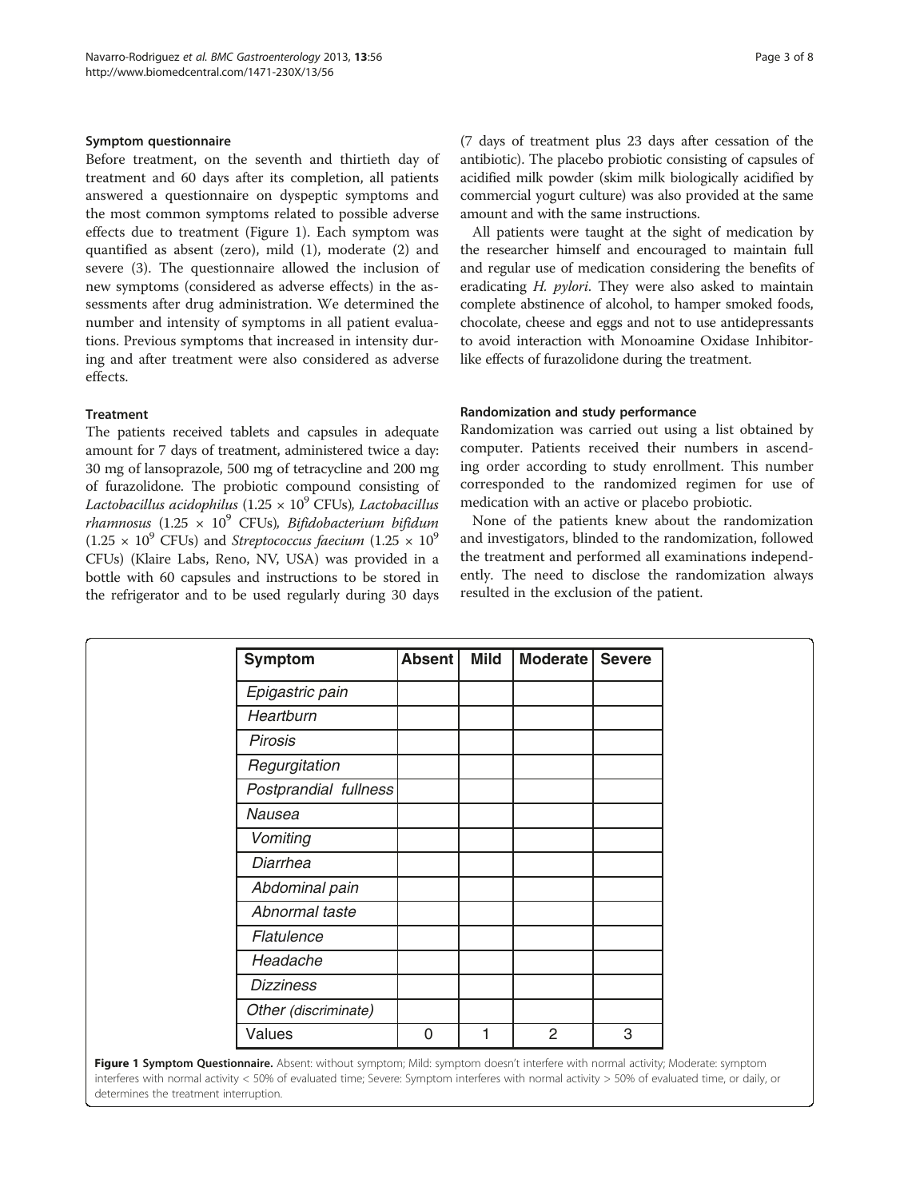### Symptom questionnaire

Before treatment, on the seventh and thirtieth day of treatment and 60 days after its completion, all patients answered a questionnaire on dyspeptic symptoms and the most common symptoms related to possible adverse effects due to treatment (Figure 1). Each symptom was quantified as absent (zero), mild (1), moderate (2) and severe (3). The questionnaire allowed the inclusion of new symptoms (considered as adverse effects) in the assessments after drug administration. We determined the number and intensity of symptoms in all patient evaluations. Previous symptoms that increased in intensity during and after treatment were also considered as adverse effects.

### Treatment

The patients received tablets and capsules in adequate amount for 7 days of treatment, administered twice a day: 30 mg of lansoprazole, 500 mg of tetracycline and 200 mg of furazolidone. The probiotic compound consisting of *Lactobacillus acidophilus* ($1.25 \times 10^9$ CFUs), *Lactobacillus rhamnosus* ($1.25 \times 10^9$ CFUs), *Bifidobacterium bifidum* ($1.25 \times 10^9$ CFUs) and *Streptococcus faecium* ($1.25 \times 10^9$ CFUs) (Klaire Labs, Reno, NV, USA) was provided in a bottle with 60 capsules and instructions to be stored in the refrigerator and to be used regularly during 30 days (7 days of treatment plus 23 days after cessation of the antibiotic). The placebo probiotic consisting of capsules of acidified milk powder (skim milk biologically acidified by commercial yogurt culture) was also provided at the same amount and with the same instructions.

All patients were taught at the sight of medication by the researcher himself and encouraged to maintain full and regular use of medication considering the benefits of eradicating *H. pylori*. They were also asked to maintain complete abstinence of alcohol, to hamper smoked foods, chocolate, cheese and eggs and not to use antidepressants to avoid interaction with Monoamine Oxidase Inhibitor-like effects of furazolidone during the treatment.

### Randomization and study performance

Randomization was carried out using a list obtained by computer. Patients received their numbers in ascending order according to study enrollment. This number corresponded to the randomized regimen for use of medication with an active or placebo probiotic.

None of the patients knew about the randomization and investigators, blinded to the randomization, followed the treatment and performed all examinations independently. The need to disclose the randomization always resulted in the exclusion of the patient.

| Symptom | Absent | Mild | Moderate | Severe |
|---|---|---|---|---|
| *Epigastric pain* | | | | |
| *Heartburn* | | | | |
| *Pirosis* | | | | |
| *Regurgitation* | | | | |
| *Postprandial fullness* | | | | |
| *Nausea* | | | | |
| *Vomiting* | | | | |
| *Diarrhea* | | | | |
| *Abdominal pain* | | | | |
| *Abnormal taste* | | | | |
| *Flatulence* | | | | |
| *Headache* | | | | |
| *Dizziness* | | | | |
| *Other (discriminate)* | | | | |
| Values | 0 | 1 | 2 | 3 |

**Figure 1 Symptom Questionnaire.** Absent: without symptom; Mild: symptom doesn't interfere with normal activity; Moderate: symptom interferes with normal activity < 50% of evaluated time; Severe: Symptom interferes with normal activity > 50% of evaluated time, or daily, or determines the treatment interruption.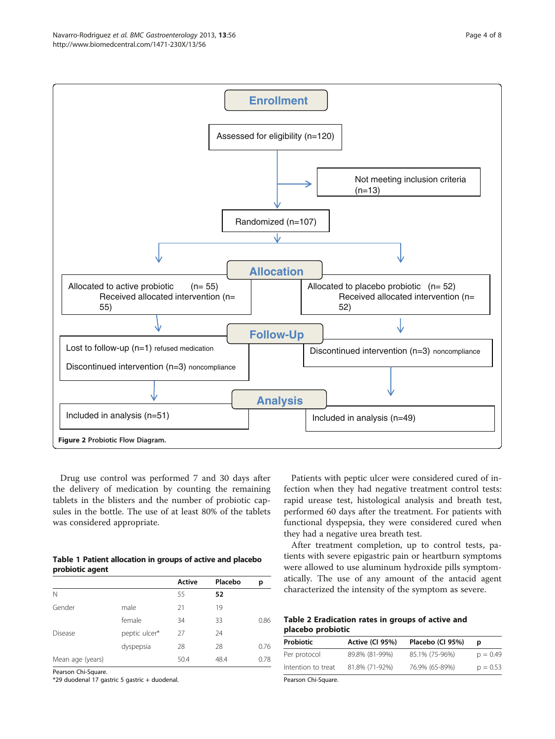Enrollment

Assessed for eligibility (n=120)

Not meeting inclusion criteria (n=13)

Randomized (n=107)

Allocation

Allocated to active probiotic (n= 55) Received allocated intervention (n= 55)

Allocated to placebo probiotic (n= 52) Received allocated intervention (n= 52)

Follow-Up

Lost to follow-up (n=1) refused medication

Discontinued intervention (n=3) noncompliance

Discontinued intervention (n=3) noncompliance

Analysis

Included in analysis (n=51)

Included in analysis (n=49)

**Figure 2** Probiotic Flow Diagram.

Drug use control was performed 7 and 30 days after the delivery of medication by counting the remaining tablets in the blisters and the number of probiotic capsules in the bottle. The use of at least 80% of the tablets was considered appropriate.

**Table 1 Patient allocation in groups of active and placebo probiotic agent**

| | | Active | Placebo | p |
|---|---|---|---|---|
| N | | 55 | **52** | |
| Gender | male | 21 | 19 | |
| | female | 34 | 33 | 0.86 |
| Disease | peptic ulcer* | 27 | 24 | |
| | dyspepsia | 28 | 28 | 0.76 |
| Mean age (years) | | 50.4 | 48.4 | 0.78 |

Pearson Chi-Square.
*29 duodenal 17 gastric 5 gastric + duodenal.

Patients with peptic ulcer were considered cured of infection when they had negative treatment control tests: rapid urease test, histological analysis and breath test, performed 60 days after the treatment. For patients with functional dyspepsia, they were considered cured when they had a negative urea breath test.

After treatment completion, up to control tests, patients with severe epigastric pain or heartburn symptoms were allowed to use aluminum hydroxide pills symptomatically. The use of any amount of the antacid agent characterized the intensity of the symptom as severe.

**Table 2 Eradication rates in groups of active and placebo probiotic**

| Probiotic | Active (CI 95%) | Placebo (CI 95%) | p |
|---|---|---|---|
| Per protocol | 89.8% (81-99%) | 85.1% (75-96%) | p = 0.49 |
| Intention to treat | 81.8% (71-92%) | 76.9% (65-89%) | p = 0.53 |

Pearson Chi-Square.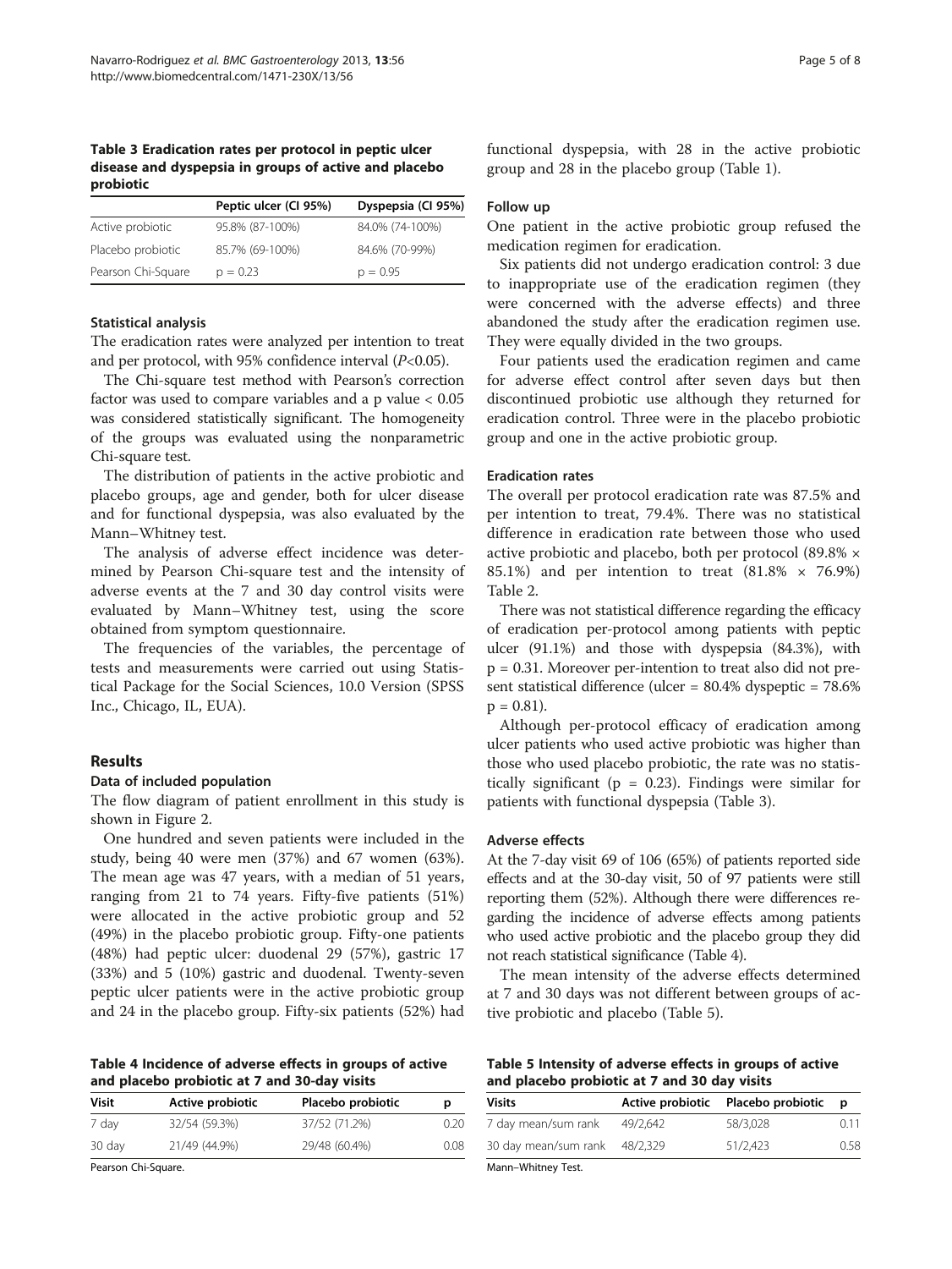**Table 3 Eradication rates per protocol in peptic ulcer disease and dyspepsia in groups of active and placebo probiotic**

| | Peptic ulcer (CI 95%) | Dyspepsia (CI 95%) |
|---|---|---|
| Active probiotic | 95.8% (87-100%) | 84.0% (74-100%) |
| Placebo probiotic | 85.7% (69-100%) | 84.6% (70-99%) |
| Pearson Chi-Square | p = 0.23 | p = 0.95 |

### Statistical analysis

The eradication rates were analyzed per intention to treat and per protocol, with 95% confidence interval (*P*<0.05).

The Chi-square test method with Pearson's correction factor was used to compare variables and a p value < 0.05 was considered statistically significant. The homogeneity of the groups was evaluated using the nonparametric Chi-square test.

The distribution of patients in the active probiotic and placebo groups, age and gender, both for ulcer disease and for functional dyspepsia, was also evaluated by the Mann–Whitney test.

The analysis of adverse effect incidence was determined by Pearson Chi-square test and the intensity of adverse events at the 7 and 30 day control visits were evaluated by Mann–Whitney test, using the score obtained from symptom questionnaire.

The frequencies of the variables, the percentage of tests and measurements were carried out using Statistical Package for the Social Sciences, 10.0 Version (SPSS Inc., Chicago, IL, EUA).

## Results

### Data of included population

The flow diagram of patient enrollment in this study is shown in Figure 2.

One hundred and seven patients were included in the study, being 40 were men (37%) and 67 women (63%). The mean age was 47 years, with a median of 51 years, ranging from 21 to 74 years. Fifty-five patients (51%) were allocated in the active probiotic group and 52 (49%) in the placebo probiotic group. Fifty-one patients (48%) had peptic ulcer: duodenal 29 (57%), gastric 17 (33%) and 5 (10%) gastric and duodenal. Twenty-seven peptic ulcer patients were in the active probiotic group and 24 in the placebo group. Fifty-six patients (52%) had functional dyspepsia, with 28 in the active probiotic group and 28 in the placebo group (Table 1).

### Follow up

One patient in the active probiotic group refused the medication regimen for eradication.

Six patients did not undergo eradication control: 3 due to inappropriate use of the eradication regimen (they were concerned with the adverse effects) and three abandoned the study after the eradication regimen use. They were equally divided in the two groups.

Four patients used the eradication regimen and came for adverse effect control after seven days but then discontinued probiotic use although they returned for eradication control. Three were in the placebo probiotic group and one in the active probiotic group.

### Eradication rates

The overall per protocol eradication rate was 87.5% and per intention to treat, 79.4%. There was no statistical difference in eradication rate between those who used active probiotic and placebo, both per protocol (89.8% × 85.1%) and per intention to treat (81.8% × 76.9%) Table 2.

There was not statistical difference regarding the efficacy of eradication per-protocol among patients with peptic ulcer (91.1%) and those with dyspepsia (84.3%), with p = 0.31. Moreover per-intention to treat also did not present statistical difference (ulcer = 80.4% dyspeptic = 78.6% p = 0.81).

Although per-protocol efficacy of eradication among ulcer patients who used active probiotic was higher than those who used placebo probiotic, the rate was no statistically significant (p = 0.23). Findings were similar for patients with functional dyspepsia (Table 3).

### Adverse effects

At the 7-day visit 69 of 106 (65%) of patients reported side effects and at the 30-day visit, 50 of 97 patients were still reporting them (52%). Although there were differences regarding the incidence of adverse effects among patients who used active probiotic and the placebo group they did not reach statistical significance (Table 4).

The mean intensity of the adverse effects determined at 7 and 30 days was not different between groups of active probiotic and placebo (Table 5).

**Table 4 Incidence of adverse effects in groups of active and placebo probiotic at 7 and 30-day visits**

| Visit | Active probiotic | Placebo probiotic | p |
|---|---|---|---|
| 7 day | 32/54 (59.3%) | 37/52 (71.2%) | 0.20 |
| 30 day | 21/49 (44.9%) | 29/48 (60.4%) | 0.08 |

Pearson Chi-Square.

**Table 5 Intensity of adverse effects in groups of active and placebo probiotic at 7 and 30 day visits**

| Visits | Active probiotic | Placebo probiotic | p |
|---|---|---|---|
| 7 day mean/sum rank | 49/2,642 | 58/3,028 | 0.11 |
| 30 day mean/sum rank | 48/2,329 | 51/2,423 | 0.58 |

Mann–Whitney Test.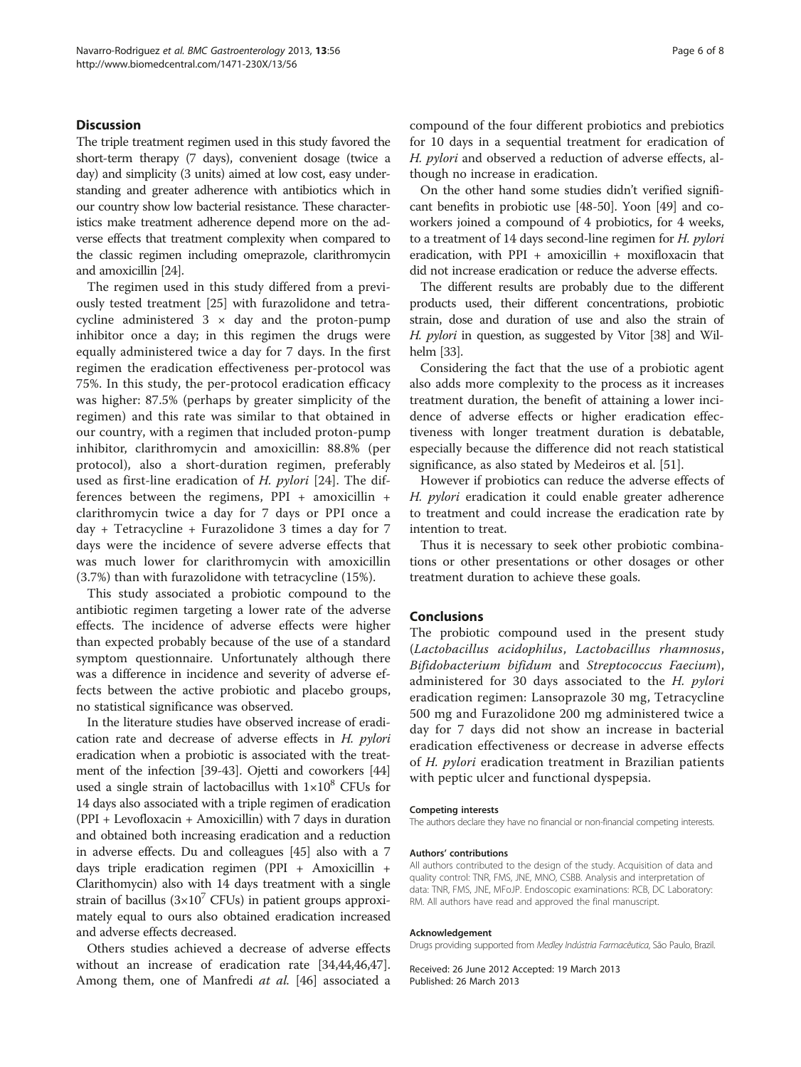## Discussion

The triple treatment regimen used in this study favored the short-term therapy (7 days), convenient dosage (twice a day) and simplicity (3 units) aimed at low cost, easy understanding and greater adherence with antibiotics which in our country show low bacterial resistance. These characteristics make treatment adherence depend more on the adverse effects that treatment complexity when compared to the classic regimen including omeprazole, clarithromycin and amoxicillin [24].

The regimen used in this study differed from a previously tested treatment [25] with furazolidone and tetracycline administered 3 × day and the proton-pump inhibitor once a day; in this regimen the drugs were equally administered twice a day for 7 days. In the first regimen the eradication effectiveness per-protocol was 75%. In this study, the per-protocol eradication efficacy was higher: 87.5% (perhaps by greater simplicity of the regimen) and this rate was similar to that obtained in our country, with a regimen that included proton-pump inhibitor, clarithromycin and amoxicillin: 88.8% (per protocol), also a short-duration regimen, preferably used as first-line eradication of *H. pylori* [24]. The differences between the regimens, PPI + amoxicillin + clarithromycin twice a day for 7 days or PPI once a day + Tetracycline + Furazolidone 3 times a day for 7 days were the incidence of severe adverse effects that was much lower for clarithromycin with amoxicillin (3.7%) than with furazolidone with tetracycline (15%).

This study associated a probiotic compound to the antibiotic regimen targeting a lower rate of the adverse effects. The incidence of adverse effects were higher than expected probably because of the use of a standard symptom questionnaire. Unfortunately although there was a difference in incidence and severity of adverse effects between the active probiotic and placebo groups, no statistical significance was observed.

In the literature studies have observed increase of eradication rate and decrease of adverse effects in *H. pylori* eradication when a probiotic is associated with the treatment of the infection [39-43]. Ojetti and coworkers [44] used a single strain of lactobacillus with $1{\times}10^8$ CFUs for 14 days also associated with a triple regimen of eradication (PPI + Levofloxacin + Amoxicillin) with 7 days in duration and obtained both increasing eradication and a reduction in adverse effects. Du and colleagues [45] also with a 7 days triple eradication regimen (PPI + Amoxicillin + Clarithomycin) also with 14 days treatment with a single strain of bacillus ($3{\times}10^7$ CFUs) in patient groups approximately equal to ours also obtained eradication increased and adverse effects decreased.

Others studies achieved a decrease of adverse effects without an increase of eradication rate [34,44,46,47]. Among them, one of Manfredi *at al.* [46] associated a compound of the four different probiotics and prebiotics for 10 days in a sequential treatment for eradication of *H. pylori* and observed a reduction of adverse effects, although no increase in eradication.

On the other hand some studies didn't verified significant benefits in probiotic use [48-50]. Yoon [49] and coworkers joined a compound of 4 probiotics, for 4 weeks, to a treatment of 14 days second-line regimen for *H. pylori* eradication, with PPI + amoxicillin + moxifloxacin that did not increase eradication or reduce the adverse effects.

The different results are probably due to the different products used, their different concentrations, probiotic strain, dose and duration of use and also the strain of *H. pylori* in question, as suggested by Vitor [38] and Wilhelm [33].

Considering the fact that the use of a probiotic agent also adds more complexity to the process as it increases treatment duration, the benefit of attaining a lower incidence of adverse effects or higher eradication effectiveness with longer treatment duration is debatable, especially because the difference did not reach statistical significance, as also stated by Medeiros et al. [51].

However if probiotics can reduce the adverse effects of *H. pylori* eradication it could enable greater adherence to treatment and could increase the eradication rate by intention to treat.

Thus it is necessary to seek other probiotic combinations or other presentations or other dosages or other treatment duration to achieve these goals.

## Conclusions

The probiotic compound used in the present study (*Lactobacillus acidophilus*, *Lactobacillus rhamnosus*, *Bifidobacterium bifidum* and *Streptococcus Faecium*), administered for 30 days associated to the *H. pylori* eradication regimen: Lansoprazole 30 mg, Tetracycline 500 mg and Furazolidone 200 mg administered twice a day for 7 days did not show an increase in bacterial eradication effectiveness or decrease in adverse effects of *H. pylori* eradication treatment in Brazilian patients with peptic ulcer and functional dyspepsia.

#### Competing interests

The authors declare they have no financial or non-financial competing interests.

#### Authors' contributions

All authors contributed to the design of the study. Acquisition of data and quality control: TNR, FMS, JNE, MNO, CSBB. Analysis and interpretation of data: TNR, FMS, JNE, MFoJP. Endoscopic examinations: RCB, DC Laboratory: RM. All authors have read and approved the final manuscript.

#### Acknowledgement

Drugs providing supported from *Medley Indústria Farmacêutica*, São Paulo, Brazil.

Received: 26 June 2012 Accepted: 19 March 2013
Published: 26 March 2013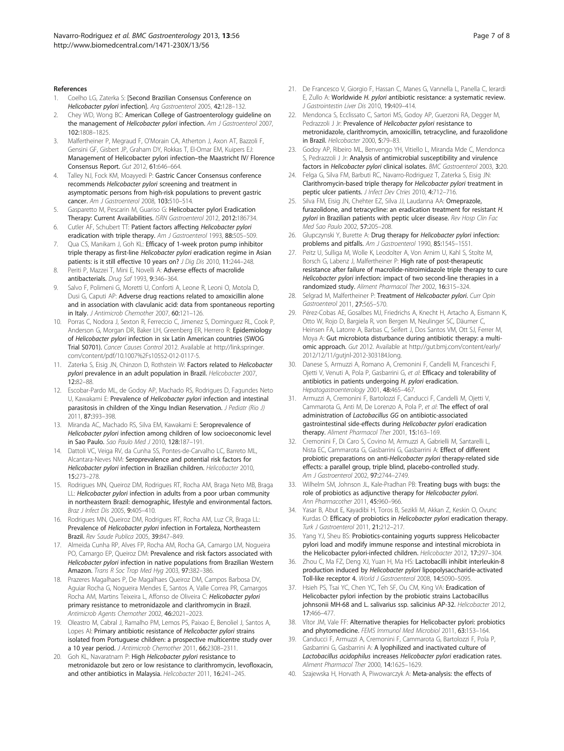## References

1. Coelho LG, Zaterka S: [Second Brazilian Consensus Conference on *Helicobacter pylori* infection]. *Arq Gastroenterol* 2005, 42:128–132.
2. Chey WD, Wong BC: American College of Gastroenterology guideline on the management of *Helicobacter pylori* infection. *Am J Gastroenterol* 2007, 102:1808–1825.
3. Malfertheiner P, Megraud F, O'Morain CA, Atherton J, Axon AT, Bazzoli F, Gensini GF, Gisbert JP, Graham DY, Rokkas T, El-Omar EM, Kuipers EJ: Management of Helicobacter pylori infection–the Maastricht IV/ Florence Consensus Report. *Gut* 2012, 61:646–664.
4. Talley NJ, Fock KM, Moayyedi P: Gastric Cancer Consensus conference recommends *Helicobacter pylori* screening and treatment in asymptomatic persons from high-risk populations to prevent gastric cancer. *Am J Gastroenterol* 2008, 103:510–514.
5. Gasparetto M, Pescarin M, Guariso G: Helicobacter pylori Eradication Therapy: Current Availabilities. *ISRN Gastroenterol* 2012, 2012:186734.
6. Cutler AF, Schubert TT: Patient factors affecting *Helicobacter pylori* eradication with triple therapy. *Am J Gastroenterol* 1993, 88:505–509.
7. Qua CS, Manikam J, Goh KL: Efficacy of 1-week proton pump inhibitor triple therapy as first-line *Helicobacter pylori* eradication regime in Asian patients: is it still effective 10 years on? *J Dig Dis* 2010, 11:244–248.
8. Periti P, Mazzei T, Mini E, Novelli A: Adverse effects of macrolide antibacterials. *Drug Saf* 1993, 9:346–364.
9. Salvo F, Polimeni G, Moretti U, Conforti A, Leone R, Leoni O, Motola D, Dusi G, Caputi AP: Adverse drug reactions related to amoxicillin alone and in association with clavulanic acid: data from spontaneous reporting in Italy. *J Antimicrob Chemother* 2007, 60:121–126.
10. Porras C, Nodora J, Sexton R, Ferreccio C, Jimenez S, Dominguez RL, Cook P, Anderson G, Morgan DR, Baker LH, Greenberg ER, Herrero R: Epidemiology of *Helicobacter pylori* infection in six Latin American countries (SWOG Trial S0701). *Cancer Causes Control* 2012. Available at http://link.springer.com/content/pdf/10.1007%2Fs10552-012-0117-5.
11. Zaterka S, Eisig JN, Chinzon D, Rothstein W: Factors related to *Helicobacter pylori* prevalence in an adult population in Brazil. *Helicobacter* 2007, 12:82–88.
12. Escobar-Pardo ML, de Godoy AP, Machado RS, Rodrigues D, Fagundes Neto U, Kawakami E: Prevalence of *Helicobacter pylori* infection and intestinal parasitosis in children of the Xingu Indian Reservation. *J Pediatr (Rio J)* 2011, 87:393–398.
13. Miranda AC, Machado RS, Silva EM, Kawakami E: Seroprevalence of *Helicobacter pylori* infection among children of low socioeconomic level in Sao Paulo. *Sao Paulo Med J* 2010, 128:187–191.
14. Dattoli VC, Veiga RV, da Cunha SS, Pontes-de-Carvalho LC, Barreto ML, Alcantara-Neves NM: Seroprevalence and potential risk factors for *Helicobacter pylori* infection in Brazilian children. *Helicobacter* 2010, 15:273–278.
15. Rodrigues MN, Queiroz DM, Rodrigues RT, Rocha AM, Braga Neto MB, Braga LL: *Helicobacter pylori* infection in adults from a poor urban community in northeastern Brazil: demographic, lifestyle and environmental factors. *Braz J Infect Dis* 2005, 9:405–410.
16. Rodrigues MN, Queiroz DM, Rodrigues RT, Rocha AM, Luz CR, Braga LL: Prevalence of *Helicobacter pylori* infection in Fortaleza, Northeastern Brazil. *Rev Saude Publica* 2005, 39:847–849.
17. Almeida Cunha RP, Alves FP, Rocha AM, Rocha GA, Camargo LM, Nogueira PO, Camargo EP, Queiroz DM: Prevalence and risk factors associated with *Helicobacter pylori* infection in native populations from Brazilian Western Amazon. *Trans R Soc Trop Med Hyg* 2003, 97:382–386.
18. Prazeres Magalhaes P, De Magalhaes Queiroz DM, Campos Barbosa DV, Aguiar Rocha G, Nogueira Mendes E, Santos A, Valle Correa PR, Camargos Rocha AM, Martins Teixeira L, Affonso de Oliveira C: *Helicobacter pylori* primary resistance to metronidazole and clarithromycin in Brazil. *Antimicrob Agents Chemother* 2002, 46:2021–2023.
19. Oleastro M, Cabral J, Ramalho PM, Lemos PS, Paixao E, Benoliel J, Santos A, Lopes AI: Primary antibiotic resistance of *Helicobacter pylori* strains isolated from Portuguese children: a prospective multicentre study over a 10 year period. *J Antimicrob Chemother* 2011, 66:2308–2311.
20. Goh KL, Navaratnam P: High *Helicobacter pylori* resistance to metronidazole but zero or low resistance to clarithromycin, levofloxacin, and other antibiotics in Malaysia. *Helicobacter* 2011, 16:241–245.
21. De Francesco V, Giorgio F, Hassan C, Manes G, Vannella L, Panella C, Ierardi E, Zullo A: Worldwide *H. pylori* antibiotic resistance: a systematic review. *J Gastrointestin Liver Dis* 2010, 19:409–414.
22. Mendonca S, Ecclissato C, Sartori MS, Godoy AP, Guerzoni RA, Degger M, Pedrazzoli J Jr: Prevalence of *Helicobacter pylori* resistance to metronidazole, clarithromycin, amoxicillin, tetracycline, and furazolidone in Brazil. *Helicobacter* 2000, 5:79–83.
23. Godoy AP, Ribeiro ML, Benvengo YH, Vitiello L, Miranda Mde C, Mendonca S, Pedrazzoli J Jr: Analysis of antimicrobial susceptibility and virulence factors in *Helicobacter pylori* clinical isolates. *BMC Gastroenterol* 2003, 3:20.
24. Felga G, Silva FM, Barbuti RC, Navarro-Rodriguez T, Zaterka S, Eisig JN: Clarithromycin-based triple therapy for *Helicobacter pylori* treatment in peptic ulcer patients. *J Infect Dev Ctries* 2010, 4:712–716.
25. Silva FM, Eisig JN, Chehter EZ, Silva JJ, Laudanna AA: Omeprazole, furazolidone, and tetracycline: an eradication treatment for resistant *H. pylori* in Brazilian patients with peptic ulcer disease. *Rev Hosp Clin Fac Med Sao Paulo* 2002, 57:205–208.
26. Glupczynski Y, Burette A: Drug therapy for *Helicobacter pylori* infection: problems and pitfalls. *Am J Gastroenterol* 1990, 85:1545–1551.
27. Peitz U, Sulliga M, Wolle K, Leodolter A, Von Arnim U, Kahl S, Stolte M, Borsch G, Labenz J, Malfertheiner P: High rate of post-therapeutic resistance after failure of macrolide-nitroimidazole triple therapy to cure *Helicobacter pylori* infection: impact of two second-line therapies in a randomized study. *Aliment Pharmacol Ther* 2002, 16:315–324.
28. Selgrad M, Malfertheiner P: Treatment of *Helicobacter pylori*. *Curr Opin Gastroenterol* 2011, 27:565–570.
29. Pérez-Cobas AE, Gosalbes MJ, Friedrichs A, Knecht H, Artacho A, Eismann K, Otto W, Rojo D, Bargiela R, von Bergen M, Neulinger SC, Däumer C, Heinsen FA, Latorre A, Barbas C, Seifert J, Dos Santos VM, Ott SJ, Ferrer M, Moya A: Gut microbiota disturbance during antibiotic therapy: a multi-omic approach. *Gut* 2012. Available at http://gut.bmj.com/content/early/2012/12/11/gutjnl-2012-303184.long.
30. Danese S, Armuzzi A, Romano A, Cremonini F, Candelli M, Franceschi F, Ojetti V, Venuti A, Pola P, Gasbarrini G, *et al*: Efficacy and tolerability of antibiotics in patients undergoing *H. pylori* eradication. *Hepatogastroenterology* 2001, 48:465–467.
31. Armuzzi A, Cremonini F, Bartolozzi F, Canducci F, Candelli M, Ojetti V, Cammarota G, Anti M, De Lorenzo A, Pola P, *et al*: The effect of oral administration of *Lactobacillus GG* on antibiotic-associated gastrointestinal side-effects during *Helicobacter pylori* eradication therapy. *Aliment Pharmacol Ther* 2001, 15:163–169.
32. Cremonini F, Di Caro S, Covino M, Armuzzi A, Gabrielli M, Santarelli L, Nista EC, Cammarota G, Gasbarrini G, Gasbarrini A: Effect of different probiotic preparations on anti-*Helicobacter pylori* therapy-related side effects: a parallel group, triple blind, placebo-controlled study. *Am J Gastroenterol* 2002, 97:2744–2749.
33. Wilhelm SM, Johnson JL, Kale-Pradhan PB: Treating bugs with bugs: the role of probiotics as adjunctive therapy for *Helicobacter pylori*. *Ann Pharmacother* 2011, 45:960–966.
34. Yasar B, Abut E, Kayadibi H, Toros B, Sezikli M, Akkan Z, Keskin O, Ovunc Kurdas O: Efficacy of probiotics in *Helicobacter pylori* eradication therapy. *Turk J Gastroenterol* 2011, 21:212–217.
35. Yang YJ, Sheu BS: Probiotics-containing yogurts suppress Helicobacter pylori load and modify immune response and intestinal microbiota in the Helicobacter pylori-infected children. *Helicobacter* 2012, 17:297–304.
36. Zhou C, Ma FZ, Deng XJ, Yuan H, Ma HS: Lactobacilli inhibit interleukin-8 production induced by *Helicobacter pylori* lipopolysaccharide-activated Toll-like receptor 4. *World J Gastroenterol* 2008, 14:5090–5095.
37. Hsieh PS, Tsai YC, Chen YC, Teh SF, Ou CM, King VA: Eradication of Helicobacter pylori infection by the probiotic strains Lactobacillus johnsonii MH-68 and L. salivarius ssp. salicinius AP-32. *Helicobacter* 2012, 17:466–477.
38. Vítor JM, Vale FF: Alternative therapies for Helicobacter pylori: probiotics and phytomedicine. *FEMS Immunol Med Microbiol* 2011, 63:153–164.
39. Canducci F, Armuzzi A, Cremonini F, Cammarota G, Bartolozzi F, Pola P, Gasbarrini G, Gasbarrini A: A lyophilized and inactivated culture of *Lactobacillus acidophilus* increases *Helicobacter pylori* eradication rates. *Aliment Pharmacol Ther* 2000, 14:1625–1629.
40. Szajewska H, Horvath A, Piwowarczyk A: Meta-analysis: the effects of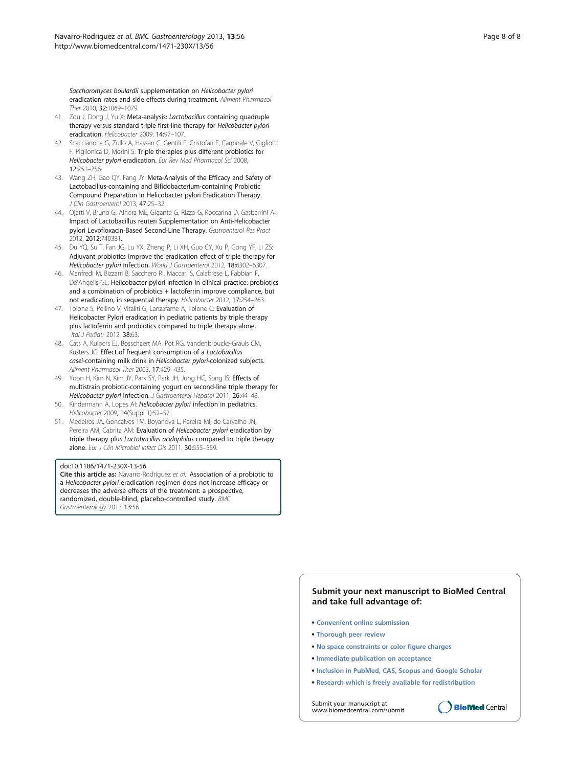*Saccharomyces boulardii* supplementation on *Helicobacter pylori* eradication rates and side effects during treatment. *Aliment Pharmacol Ther* 2010, **32:**1069–1079.

41. Zou J, Dong J, Yu X: Meta-analysis: *Lactobacillus* containing quadruple therapy versus standard triple first-line therapy for *Helicobacter pylori* eradication. *Helicobacter* 2009, **14:**97–107.
42. Scaccianoce G, Zullo A, Hassan C, Gentili F, Cristofari F, Cardinale V, Gigliotti F, Piglionica D, Morini S: Triple therapies plus different probiotics for *Helicobacter pylori* eradication. *Eur Rev Med Pharmacol Sci* 2008, **12:**251–256.
43. Wang ZH, Gao QY, Fang JY: Meta-Analysis of the Efficacy and Safety of Lactobacillus-containing and Bifidobacterium-containing Probiotic Compound Preparation in Helicobacter pylori Eradication Therapy. *J Clin Gastroenterol* 2013, **47:**25–32.
44. Ojetti V, Bruno G, Ainora ME, Gigante G, Rizzo G, Roccarina D, Gasbarrini A: Impact of Lactobacillus reuteri Supplementation on Anti-Helicobacter pylori Levofloxacin-Based Second-Line Therapy. *Gastroenterol Res Pract* 2012, **2012:**740381.
45. Du YQ, Su T, Fan JG, Lu YX, Zheng P, Li XH, Guo CY, Xu P, Gong YF, Li ZS: Adjuvant probiotics improve the eradication effect of triple therapy for *Helicobacter pylori* infection. *World J Gastroenterol* 2012, **18:**6302–6307.
46. Manfredi M, Bizzarri B, Sacchero RI, Maccari S, Calabrese L, Fabbian F, De'Angelis GL: Helicobacter pylori infection in clinical practice: probiotics and a combination of probiotics + lactoferrin improve compliance, but not eradication, in sequential therapy. *Helicobacter* 2012, **17:**254–263.
47. Tolone S, Pellino V, Vitaliti G, Lanzafame A, Tolone C: Evaluation of Helicobacter Pylori eradication in pediatric patients by triple therapy plus lactoferrin and probiotics compared to triple therapy alone. *Ital J Pediatr* 2012, **38:**63.
48. Cats A, Kuipers EJ, Bosschaert MA, Pot RG, Vandenbroucke-Grauls CM, Kusters JG: Effect of frequent consumption of a *Lactobacillus casei*-containing milk drink in *Helicobacter pylori*-colonized subjects. *Aliment Pharmacol Ther* 2003, **17:**429–435.
49. Yoon H, Kim N, Kim JY, Park SY, Park JH, Jung HC, Song IS: Effects of multistrain probiotic-containing yogurt on second-line triple therapy for *Helicobacter pylori* infection. *J Gastroenterol Hepatol* 2011, **26:**44–48.
50. Kindermann A, Lopes AI: *Helicobacter pylori* infection in pediatrics. *Helicobacter* 2009, **14**(Suppl 1):52–57.
51. Medeiros JA, Goncalves TM, Boyanova L, Pereira MI, de Carvalho JN, Pereira AM, Cabrita AM: Evaluation of *Helicobacter pylori* eradication by triple therapy plus *Lactobacillus acidophilus* compared to triple therapy alone. *Eur J Clin Microbiol Infect Dis* 2011, **30:**555–559.

doi:10.1186/1471-230X-13-56

**Cite this article as:** Navarro-Rodriguez *et al.*: Association of a probiotic to a *Helicobacter pylori* eradication regimen does not increase efficacy or decreases the adverse effects of the treatment: a prospective, randomized, double-blind, placebo-controlled study. *BMC Gastroenterology* 2013 **13**:56.

**Submit your next manuscript to BioMed Central and take full advantage of:**

- **Convenient online submission**
- **Thorough peer review**
- **No space constraints or color figure charges**
- **Immediate publication on acceptance**
- **Inclusion in PubMed, CAS, Scopus and Google Scholar**
- **Research which is freely available for redistribution**

Submit your manuscript at www.biomedcentral.com/submit

BioMed Central